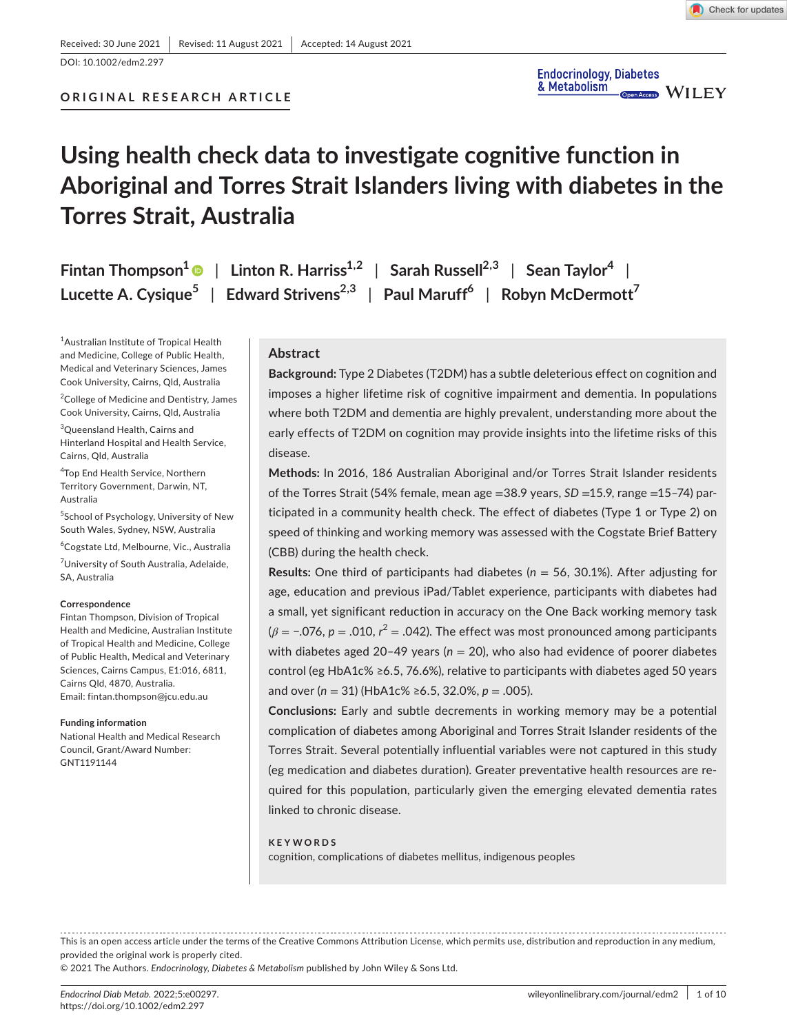Received: 30 June 2021 | Revised: 11 August 2021 | Accepted: 14 August 2021

DOI: 10.1002/edm2.297

ORIGINAL RESEARCH ARTICLE

# Using health check data to investigate cognitive function in Aboriginal and Torres Strait Islanders living with diabetes in the Torres Strait, Australia

Fintan Thompson[1] | Linton R. Harriss[1,2] | Sarah Russell[2,3] | Sean Taylor[4] | Lucette A. Cysique[5] | Edward Strivens[2,3] | Paul Maruff[6] | Robyn McDermott[7]

[1]Australian Institute of Tropical Health and Medicine, College of Public Health, Medical and Veterinary Sciences, James Cook University, Cairns, Qld, Australia

[2]College of Medicine and Dentistry, James Cook University, Cairns, Qld, Australia

[3]Queensland Health, Cairns and Hinterland Hospital and Health Service, Cairns, Qld, Australia

[4]Top End Health Service, Northern Territory Government, Darwin, NT, Australia

[5]School of Psychology, University of New South Wales, Sydney, NSW, Australia

[6]Cogstate Ltd, Melbourne, Vic., Australia

[7]University of South Australia, Adelaide, SA, Australia

**Correspondence**
Fintan Thompson, Division of Tropical Health and Medicine, Australian Institute of Tropical Health and Medicine, College of Public Health, Medical and Veterinary Sciences, Cairns Campus, E1:016, 6811, Cairns Qld, 4870, Australia.
Email: fintan.thompson@jcu.edu.au

**Funding information**
National Health and Medical Research Council, Grant/Award Number: GNT1191144

## Abstract

**Background:** Type 2 Diabetes (T2DM) has a subtle deleterious effect on cognition and imposes a higher lifetime risk of cognitive impairment and dementia. In populations where both T2DM and dementia are highly prevalent, understanding more about the early effects of T2DM on cognition may provide insights into the lifetime risks of this disease.

**Methods:** In 2016, 186 Australian Aboriginal and/or Torres Strait Islander residents of the Torres Strait (54% female, mean age =38.9 years, *SD* =15.9, range =15–74) participated in a community health check. The effect of diabetes (Type 1 or Type 2) on speed of thinking and working memory was assessed with the Cogstate Brief Battery (CBB) during the health check.

**Results:** One third of participants had diabetes ($n$ = 56, 30.1%). After adjusting for age, education and previous iPad/Tablet experience, participants with diabetes had a small, yet significant reduction in accuracy on the One Back working memory task ($\beta = -.076$, $p = .010$, $r^2 = .042$). The effect was most pronounced among participants with diabetes aged 20–49 years ($n$ = 20), who also had evidence of poorer diabetes control (eg HbA1c% ≥6.5, 76.6%), relative to participants with diabetes aged 50 years and over ($n$ = 31) (HbA1c% ≥6.5, 32.0%, $p = .005$).

**Conclusions:** Early and subtle decrements in working memory may be a potential complication of diabetes among Aboriginal and Torres Strait Islander residents of the Torres Strait. Several potentially influential variables were not captured in this study (eg medication and diabetes duration). Greater preventative health resources are required for this population, particularly given the emerging elevated dementia rates linked to chronic disease.

**KEYWORDS**
cognition, complications of diabetes mellitus, indigenous peoples

This is an open access article under the terms of the Creative Commons Attribution License, which permits use, distribution and reproduction in any medium, provided the original work is properly cited.
© 2021 The Authors. *Endocrinology, Diabetes & Metabolism* published by John Wiley & Sons Ltd.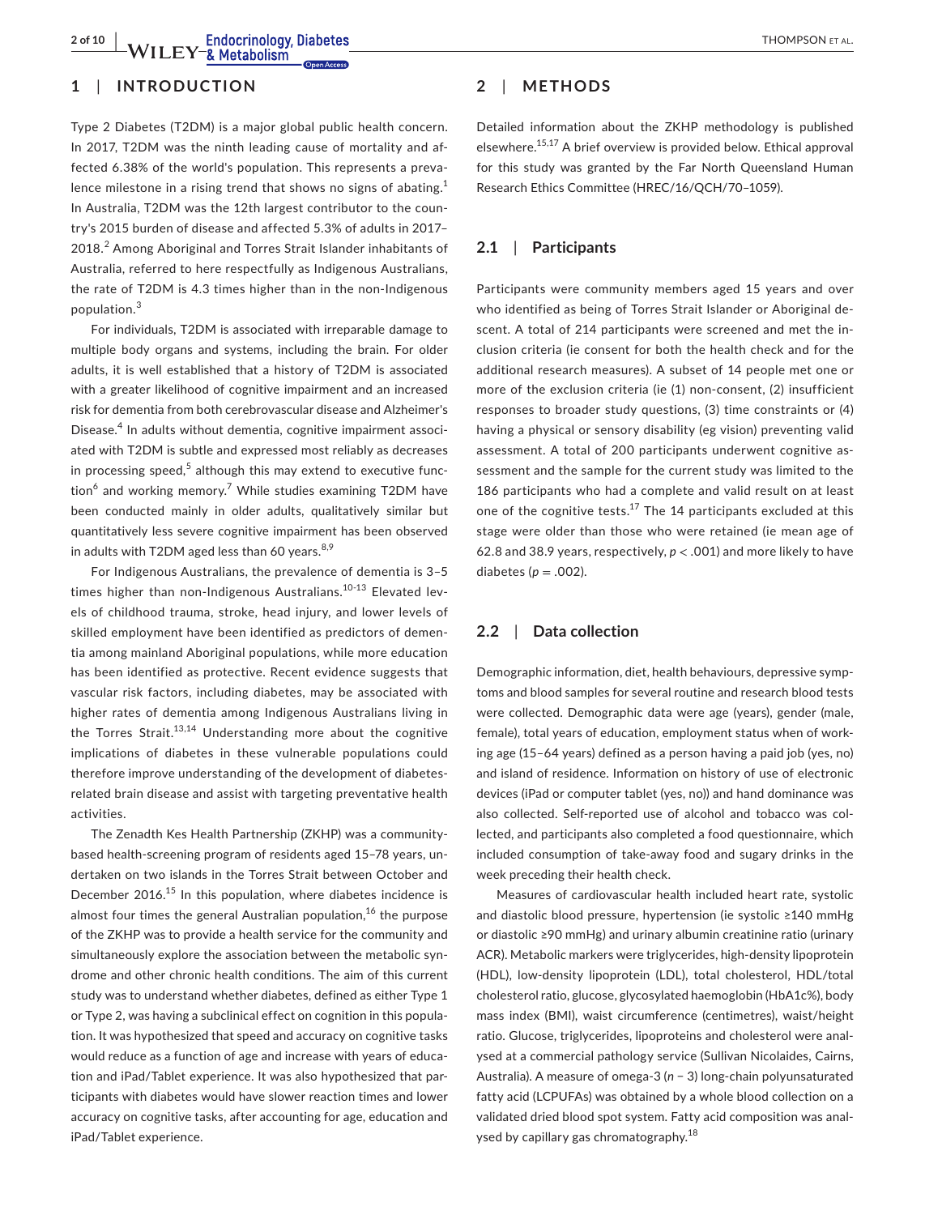## 1 | INTRODUCTION

Type 2 Diabetes (T2DM) is a major global public health concern. In 2017, T2DM was the ninth leading cause of mortality and affected 6.38% of the world's population. This represents a prevalence milestone in a rising trend that shows no signs of abating.[1] In Australia, T2DM was the 12th largest contributor to the country's 2015 burden of disease and affected 5.3% of adults in 2017–2018.[2] Among Aboriginal and Torres Strait Islander inhabitants of Australia, referred to here respectfully as Indigenous Australians, the rate of T2DM is 4.3 times higher than in the non-Indigenous population.[3]

For individuals, T2DM is associated with irreparable damage to multiple body organs and systems, including the brain. For older adults, it is well established that a history of T2DM is associated with a greater likelihood of cognitive impairment and an increased risk for dementia from both cerebrovascular disease and Alzheimer's Disease.[4] In adults without dementia, cognitive impairment associated with T2DM is subtle and expressed most reliably as decreases in processing speed,[5] although this may extend to executive function[6] and working memory.[7] While studies examining T2DM have been conducted mainly in older adults, qualitatively similar but quantitatively less severe cognitive impairment has been observed in adults with T2DM aged less than 60 years.[8,9]

For Indigenous Australians, the prevalence of dementia is 3–5 times higher than non-Indigenous Australians.[10-13] Elevated levels of childhood trauma, stroke, head injury, and lower levels of skilled employment have been identified as predictors of dementia among mainland Aboriginal populations, while more education has been identified as protective. Recent evidence suggests that vascular risk factors, including diabetes, may be associated with higher rates of dementia among Indigenous Australians living in the Torres Strait.[13,14] Understanding more about the cognitive implications of diabetes in these vulnerable populations could therefore improve understanding of the development of diabetes-related brain disease and assist with targeting preventative health activities.

The Zenadth Kes Health Partnership (ZKHP) was a community-based health-screening program of residents aged 15–78 years, undertaken on two islands in the Torres Strait between October and December 2016.[15] In this population, where diabetes incidence is almost four times the general Australian population,[16] the purpose of the ZKHP was to provide a health service for the community and simultaneously explore the association between the metabolic syndrome and other chronic health conditions. The aim of this current study was to understand whether diabetes, defined as either Type 1 or Type 2, was having a subclinical effect on cognition in this population. It was hypothesized that speed and accuracy on cognitive tasks would reduce as a function of age and increase with years of education and iPad/Tablet experience. It was also hypothesized that participants with diabetes would have slower reaction times and lower accuracy on cognitive tasks, after accounting for age, education and iPad/Tablet experience.

## 2 | METHODS

Detailed information about the ZKHP methodology is published elsewhere.[15,17] A brief overview is provided below. Ethical approval for this study was granted by the Far North Queensland Human Research Ethics Committee (HREC/16/QCH/70–1059).

### 2.1 | Participants

Participants were community members aged 15 years and over who identified as being of Torres Strait Islander or Aboriginal descent. A total of 214 participants were screened and met the inclusion criteria (ie consent for both the health check and for the additional research measures). A subset of 14 people met one or more of the exclusion criteria (ie (1) non-consent, (2) insufficient responses to broader study questions, (3) time constraints or (4) having a physical or sensory disability (eg vision) preventing valid assessment. A total of 200 participants underwent cognitive assessment and the sample for the current study was limited to the 186 participants who had a complete and valid result on at least one of the cognitive tests.[17] The 14 participants excluded at this stage were older than those who were retained (ie mean age of 62.8 and 38.9 years, respectively, $p < .001$) and more likely to have diabetes ($p = .002$).

### 2.2 | Data collection

Demographic information, diet, health behaviours, depressive symptoms and blood samples for several routine and research blood tests were collected. Demographic data were age (years), gender (male, female), total years of education, employment status when of working age (15–64 years) defined as a person having a paid job (yes, no) and island of residence. Information on history of use of electronic devices (iPad or computer tablet (yes, no)) and hand dominance was also collected. Self-reported use of alcohol and tobacco was collected, and participants also completed a food questionnaire, which included consumption of take-away food and sugary drinks in the week preceding their health check.

Measures of cardiovascular health included heart rate, systolic and diastolic blood pressure, hypertension (ie systolic ≥140 mmHg or diastolic ≥90 mmHg) and urinary albumin creatinine ratio (urinary ACR). Metabolic markers were triglycerides, high-density lipoprotein (HDL), low-density lipoprotein (LDL), total cholesterol, HDL/total cholesterol ratio, glucose, glycosylated haemoglobin (HbA1c%), body mass index (BMI), waist circumference (centimetres), waist/height ratio. Glucose, triglycerides, lipoproteins and cholesterol were analysed at a commercial pathology service (Sullivan Nicolaides, Cairns, Australia). A measure of omega-3 ($n - 3$) long-chain polyunsaturated fatty acid (LCPUFAs) was obtained by a whole blood collection on a validated dried blood spot system. Fatty acid composition was analysed by capillary gas chromatography.[18]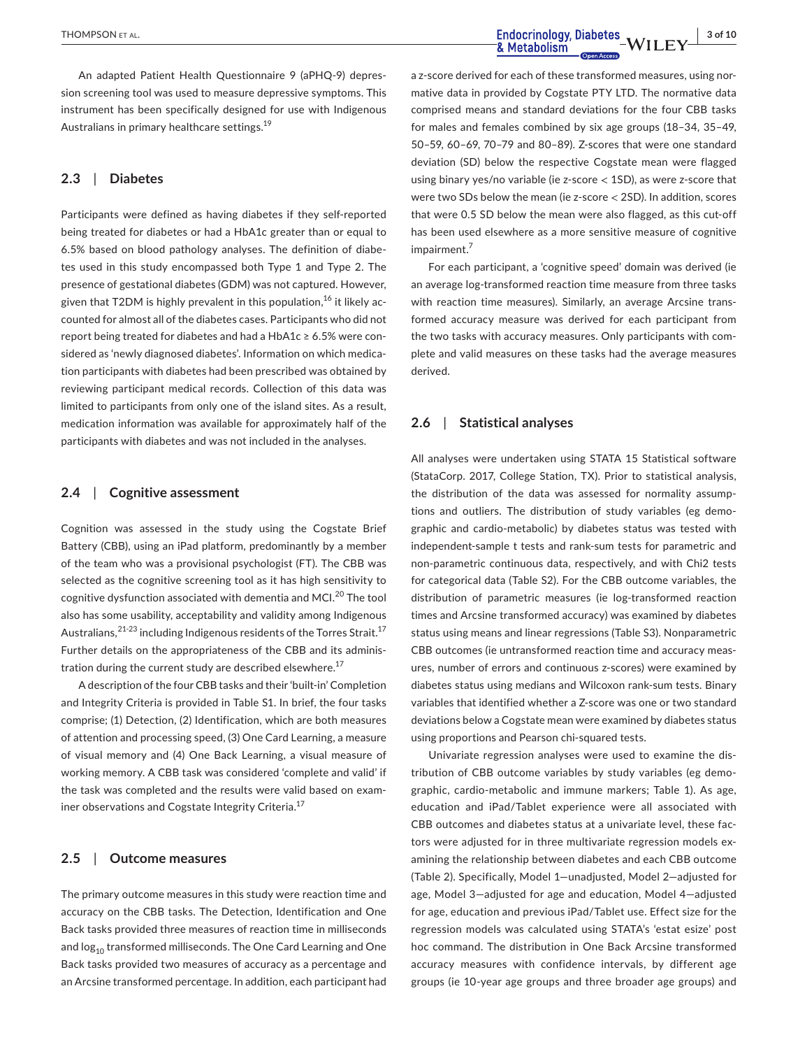An adapted Patient Health Questionnaire 9 (aPHQ-9) depression screening tool was used to measure depressive symptoms. This instrument has been specifically designed for use with Indigenous Australians in primary healthcare settings.[19]

## 2.3 | Diabetes

Participants were defined as having diabetes if they self-reported being treated for diabetes or had a HbA1c greater than or equal to 6.5% based on blood pathology analyses. The definition of diabetes used in this study encompassed both Type 1 and Type 2. The presence of gestational diabetes (GDM) was not captured. However, given that T2DM is highly prevalent in this population,[16] it likely accounted for almost all of the diabetes cases. Participants who did not report being treated for diabetes and had a HbA1c ≥ 6.5% were considered as 'newly diagnosed diabetes'. Information on which medication participants with diabetes had been prescribed was obtained by reviewing participant medical records. Collection of this data was limited to participants from only one of the island sites. As a result, medication information was available for approximately half of the participants with diabetes and was not included in the analyses.

## 2.4 | Cognitive assessment

Cognition was assessed in the study using the Cogstate Brief Battery (CBB), using an iPad platform, predominantly by a member of the team who was a provisional psychologist (FT). The CBB was selected as the cognitive screening tool as it has high sensitivity to cognitive dysfunction associated with dementia and MCI.[20] The tool also has some usability, acceptability and validity among Indigenous Australians,[21-23] including Indigenous residents of the Torres Strait.[17] Further details on the appropriateness of the CBB and its administration during the current study are described elsewhere.[17]

A description of the four CBB tasks and their 'built-in' Completion and Integrity Criteria is provided in Table S1. In brief, the four tasks comprise; (1) Detection, (2) Identification, which are both measures of attention and processing speed, (3) One Card Learning, a measure of visual memory and (4) One Back Learning, a visual measure of working memory. A CBB task was considered 'complete and valid' if the task was completed and the results were valid based on examiner observations and Cogstate Integrity Criteria.[17]

## 2.5 | Outcome measures

The primary outcome measures in this study were reaction time and accuracy on the CBB tasks. The Detection, Identification and One Back tasks provided three measures of reaction time in milliseconds and $\log_{10}$ transformed milliseconds. The One Card Learning and One Back tasks provided two measures of accuracy as a percentage and an Arcsine transformed percentage. In addition, each participant had a z-score derived for each of these transformed measures, using normative data in provided by Cogstate PTY LTD. The normative data comprised means and standard deviations for the four CBB tasks for males and females combined by six age groups (18–34, 35–49, 50–59, 60–69, 70–79 and 80–89). Z-scores that were one standard deviation (SD) below the respective Cogstate mean were flagged using binary yes/no variable (ie z-score < 1SD), as were z-score that were two SDs below the mean (ie z-score < 2SD). In addition, scores that were 0.5 SD below the mean were also flagged, as this cut-off has been used elsewhere as a more sensitive measure of cognitive impairment.[7]

For each participant, a 'cognitive speed' domain was derived (ie an average log-transformed reaction time measure from three tasks with reaction time measures). Similarly, an average Arcsine transformed accuracy measure was derived for each participant from the two tasks with accuracy measures. Only participants with complete and valid measures on these tasks had the average measures derived.

## 2.6 | Statistical analyses

All analyses were undertaken using STATA 15 Statistical software (StataCorp. 2017, College Station, TX). Prior to statistical analysis, the distribution of the data was assessed for normality assumptions and outliers. The distribution of study variables (eg demographic and cardio-metabolic) by diabetes status was tested with independent-sample t tests and rank-sum tests for parametric and non-parametric continuous data, respectively, and with Chi2 tests for categorical data (Table S2). For the CBB outcome variables, the distribution of parametric measures (ie log-transformed reaction times and Arcsine transformed accuracy) was examined by diabetes status using means and linear regressions (Table S3). Nonparametric CBB outcomes (ie untransformed reaction time and accuracy measures, number of errors and continuous z-scores) were examined by diabetes status using medians and Wilcoxon rank-sum tests. Binary variables that identified whether a Z-score was one or two standard deviations below a Cogstate mean were examined by diabetes status using proportions and Pearson chi-squared tests.

Univariate regression analyses were used to examine the distribution of CBB outcome variables by study variables (eg demographic, cardio-metabolic and immune markers; Table 1). As age, education and iPad/Tablet experience were all associated with CBB outcomes and diabetes status at a univariate level, these factors were adjusted for in three multivariate regression models examining the relationship between diabetes and each CBB outcome (Table 2). Specifically, Model 1—unadjusted, Model 2—adjusted for age, Model 3—adjusted for age and education, Model 4—adjusted for age, education and previous iPad/Tablet use. Effect size for the regression models was calculated using STATA's 'estat esize' post hoc command. The distribution in One Back Arcsine transformed accuracy measures with confidence intervals, by different age groups (ie 10-year age groups and three broader age groups) and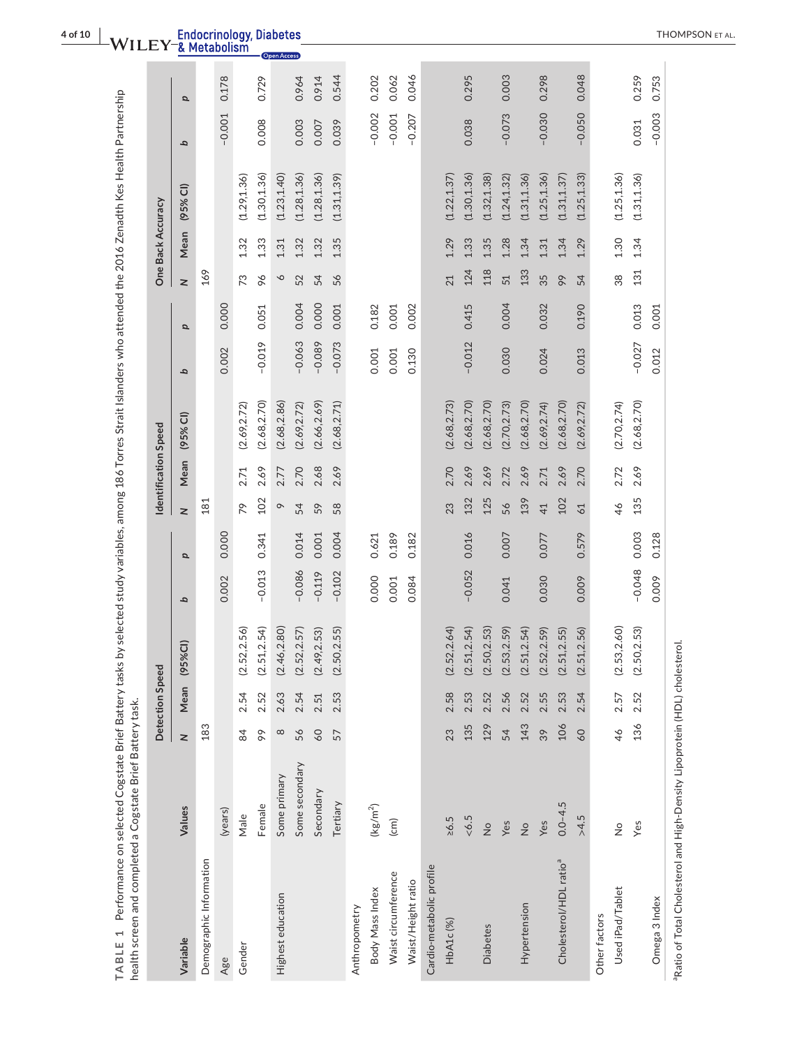**TABLE 1** Performance on selected Cogstate Brief Battery tasks by selected study variables, among 186 Torres Strait Islanders who attended the 2016 Zenadth Kes Health Partnership health screen and completed a Cogstate Brief Battery task.

| Variable | Values | Detection Speed | | | | | Identification Speed | | | | | One Back Accuracy | | | | |
|---|---|---|---|---|---|---|---|---|---|---|---|---|---|---|---|---|
| | | N | Mean | (95%CI) | b | p | N | Mean | (95% CI) | b | p | N | Mean | (95% CI) | b | p |
| Demographic Information | | 183 | | | | | 181 | | | | | 169 | | | | |
| Age | (years) | | | | 0.002 | 0.000 | | | | 0.002 | 0.000 | | | | −0.001 | 0.178 |
| Gender | Male | 84 | 2.54 | (2.52,2.56) | | | 79 | 2.71 | (2.69,2.72) | | | 73 | 1.32 | (1.29,1.36) | | |
| | Female | 99 | 2.52 | (2.51,2.54) | −0.013 | 0.341 | 102 | 2.69 | (2.68,2.70) | −0.019 | 0.051 | 96 | 1.33 | (1.30,1.36) | 0.008 | 0.729 |
| Highest education | Some primary | 8 | 2.63 | (2.46,2.80) | | | 9 | 2.77 | (2.68,2.86) | | | 6 | 1.31 | (1.23,1.40) | | |
| | Some secondary | 56 | 2.54 | (2.52,2.57) | −0.086 | 0.014 | 54 | 2.70 | (2.69,2.72) | −0.063 | 0.004 | 52 | 1.32 | (1.28,1.36) | 0.003 | 0.964 |
| | Secondary | 60 | 2.51 | (2.49,2.53) | −0.119 | 0.001 | 59 | 2.68 | (2.66,2.69) | −0.089 | 0.000 | 54 | 1.32 | (1.28,1.36) | 0.007 | 0.914 |
| | Tertiary | 57 | 2.53 | (2.50,2.55) | −0.102 | 0.004 | 58 | 2.69 | (2.68,2.71) | −0.073 | 0.001 | 56 | 1.35 | (1.31,1.39) | 0.039 | 0.544 |
| Anthropometry | | | | | | | | | | | | | | | | |
| Body Mass Index | (kg/m$^2$) | | | | 0.000 | 0.621 | | | | 0.001 | 0.182 | | | | −0.002 | 0.202 |
| Waist circumference | (cm) | | | | 0.001 | 0.189 | | | | 0.001 | 0.001 | | | | −0.001 | 0.062 |
| Waist/Height ratio | | | | | 0.084 | 0.182 | | | | 0.130 | 0.002 | | | | −0.207 | 0.046 |
| Cardio-metabolic profile | | | | | | | | | | | | | | | | |
| HbA1c (%) | ≥6.5 | 23 | 2.58 | (2.52,2.64) | | | 23 | 2.70 | (2.68,2.73) | | | 21 | 1.29 | (1.22,1.37) | | |
| | <6.5 | 135 | 2.53 | (2.51,2.54) | −0.052 | 0.016 | 132 | 2.69 | (2.68,2.70) | −0.012 | 0.415 | 124 | 1.33 | (1.30,1.36) | 0.038 | 0.295 |
| Diabetes | No | 129 | 2.52 | (2.50,2.53) | | | 125 | 2.69 | (2.68,2.70) | | | 118 | 1.35 | (1.32,1.38) | | |
| | Yes | 54 | 2.56 | (2.53,2.59) | 0.041 | 0.007 | 56 | 2.72 | (2.70,2.73) | 0.030 | 0.004 | 51 | 1.28 | (1.24,1.32) | −0.073 | 0.003 |
| Hypertension | No | 143 | 2.52 | (2.51,2.54) | | | 139 | 2.69 | (2.68,2.70) | | | 133 | 1.34 | (1.31,1.36) | | |
| | Yes | 39 | 2.55 | (2.52,2.59) | 0.030 | 0.077 | 41 | 2.71 | (2.69,2.74) | 0.024 | 0.032 | 35 | 1.31 | (1.25,1.36) | −0.030 | 0.298 |
| Cholesterol/HDL ratio[a] | 0.0–4.5 | 106 | 2.53 | (2.51,2.55) | | | 102 | 2.69 | (2.68,2.70) | | | 99 | 1.34 | (1.31,1.37) | | |
| | >4.5 | 60 | 2.54 | (2.51,2.56) | 0.009 | 0.579 | 61 | 2.70 | (2.69,2.72) | 0.013 | 0.190 | 54 | 1.29 | (1.25,1.33) | −0.050 | 0.048 |
| Other factors | | | | | | | | | | | | | | | | |
| Used iPad/Tablet | No | 46 | 2.57 | (2.53,2.60) | | | 46 | 2.72 | (2.70,2.74) | | | 38 | 1.30 | (1.25,1.36) | | |
| | Yes | 136 | 2.52 | (2.50,2.53) | −0.048 | 0.003 | 135 | 2.69 | (2.68,2.70) | −0.027 | 0.013 | 131 | 1.34 | (1.31,1.36) | 0.031 | 0.259 |
| Omega 3 Index | | | | | 0.009 | 0.128 | | | | 0.012 | 0.001 | | | | −0.003 | 0.753 |

[a]Ratio of Total Cholesterol and High-Density Lipoprotein (HDL) cholesterol.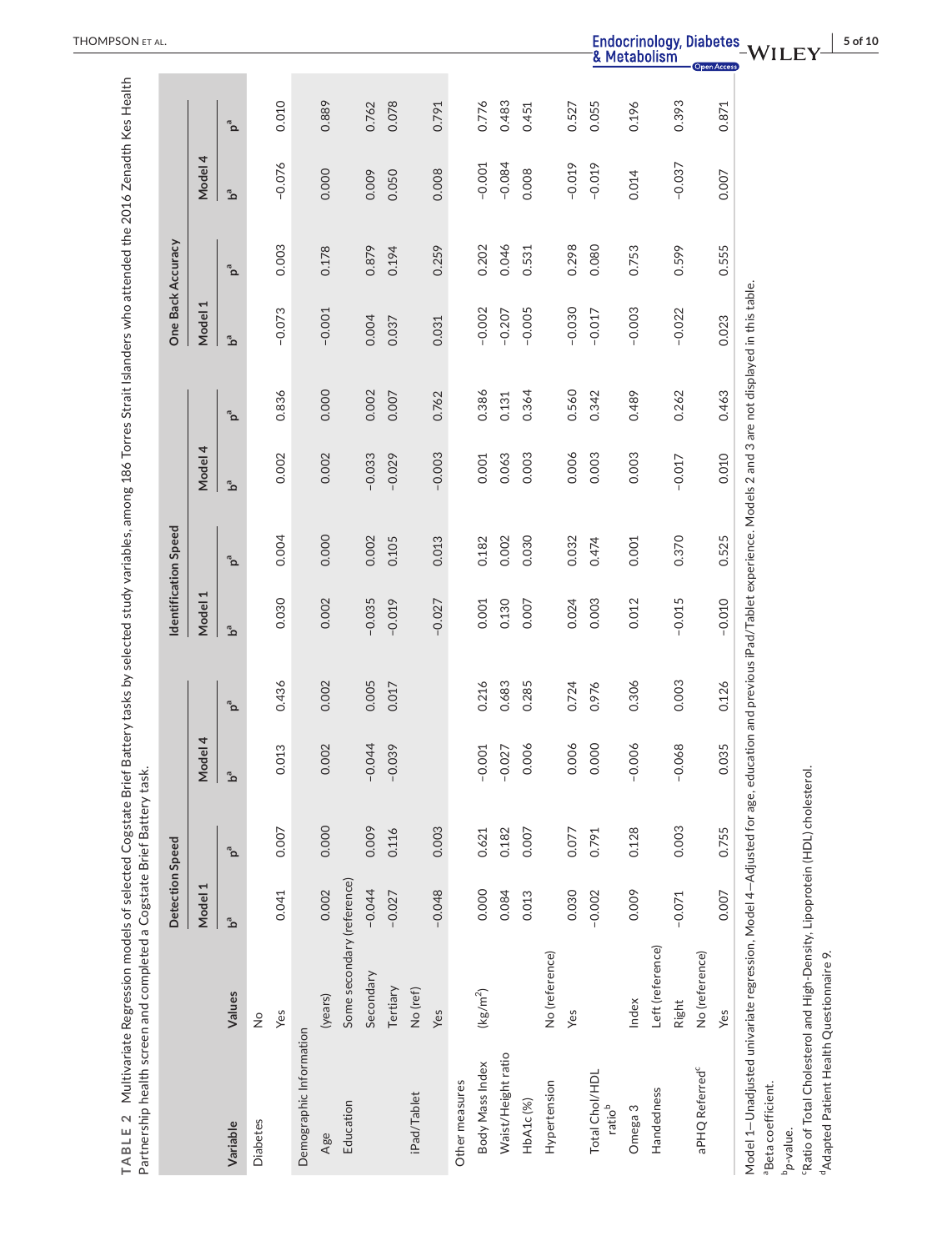**TABLE 2** Multivariate Regression models of selected Cogstate Brief Battery tasks by selected study variables, among 186 Torres Strait Islanders who attended the 2016 Zenadth Kes Health Partnership health screen and completed a Cogstate Brief Battery task.

| Variable | Values | Detection Speed | | | | Identification Speed | | | | One Back Accuracy | | | |
|---|---|---|---|---|---|---|---|---|---|---|---|---|---|
| | | Model 1 | | Model 4 | | Model 1 | | Model 4 | | Model 1 | | Model 4 | |
| | | b[a] | p[a] | b[a] | p[a] | b[a] | p[a] | b[a] | p[a] | b[a] | p[a] | b[a] | p[a] |
| Diabetes | No | | | | | | | | | | | | |
| | Yes | 0.041 | 0.007 | 0.013 | 0.436 | 0.030 | 0.004 | 0.002 | 0.836 | −0.073 | 0.003 | −0.076 | 0.010 |
| Demographic Information | | | | | | | | | | | | | |
| Age | (years) | 0.002 | 0.000 | 0.002 | 0.002 | 0.002 | 0.000 | 0.002 | 0.000 | −0.001 | 0.178 | 0.000 | 0.889 |
| Education | Some secondary (reference) | | | | | | | | | | | | |
| | Secondary | −0.044 | 0.009 | −0.044 | 0.005 | −0.035 | 0.002 | −0.033 | 0.002 | 0.004 | 0.879 | 0.009 | 0.762 |
| | Tertiary | −0.027 | 0.116 | −0.039 | 0.017 | −0.019 | 0.105 | −0.029 | 0.007 | 0.037 | 0.194 | 0.050 | 0.078 |
| iPad/Tablet | No (ref) | | | | | | | | | | | | |
| | Yes | −0.048 | 0.003 | | | −0.027 | 0.013 | −0.003 | 0.762 | 0.031 | 0.259 | 0.008 | 0.791 |
| Other measures | | | | | | | | | | | | | |
| Body Mass Index | (kg/m$^2$) | 0.000 | 0.621 | −0.001 | 0.216 | 0.001 | 0.182 | 0.001 | 0.386 | −0.002 | 0.202 | −0.001 | 0.776 |
| Waist/Height ratio | | 0.084 | 0.182 | −0.027 | 0.683 | 0.130 | 0.002 | 0.063 | 0.131 | −0.207 | 0.046 | −0.084 | 0.483 |
| HbA1c (%) | | 0.013 | 0.007 | 0.006 | 0.285 | 0.007 | 0.030 | 0.003 | 0.364 | −0.005 | 0.531 | 0.008 | 0.451 |
| Hypertension | No (reference) | | | | | | | | | | | | |
| | Yes | 0.030 | 0.077 | 0.006 | 0.724 | 0.024 | 0.032 | 0.006 | 0.560 | −0.030 | 0.298 | −0.019 | 0.527 |
| Total Chol/HDL ratio[b] | | −0.002 | 0.791 | 0.000 | 0.976 | 0.003 | 0.474 | 0.003 | 0.342 | −0.017 | 0.080 | −0.019 | 0.055 |
| Omega 3 | Index | 0.009 | 0.128 | −0.006 | 0.306 | 0.012 | 0.001 | 0.003 | 0.489 | −0.003 | 0.753 | 0.014 | 0.196 |
| Handedness | Left (reference) | | | | | | | | | | | | |
| | Right | −0.071 | 0.003 | −0.068 | 0.003 | −0.015 | 0.370 | −0.017 | 0.262 | −0.022 | 0.599 | −0.037 | 0.393 |
| aPHQ Referred[c] | No (reference) | | | | | | | | | | | | |
| | Yes | 0.007 | 0.755 | 0.035 | 0.126 | −0.010 | 0.525 | 0.010 | 0.463 | 0.023 | 0.555 | 0.007 | 0.871 |

Model 1—Unadjusted univariate regression, Model 4—Adjusted for age, education and previous iPad/Tablet experience. Models 2 and 3 are not displayed in this table.

[a]Beta coefficient.

[b]*p*-value.

[c]Ratio of Total Cholesterol and High-Density, Lipoprotein (HDL) cholesterol.

[d]Adapted Patient Health Questionnaire 9.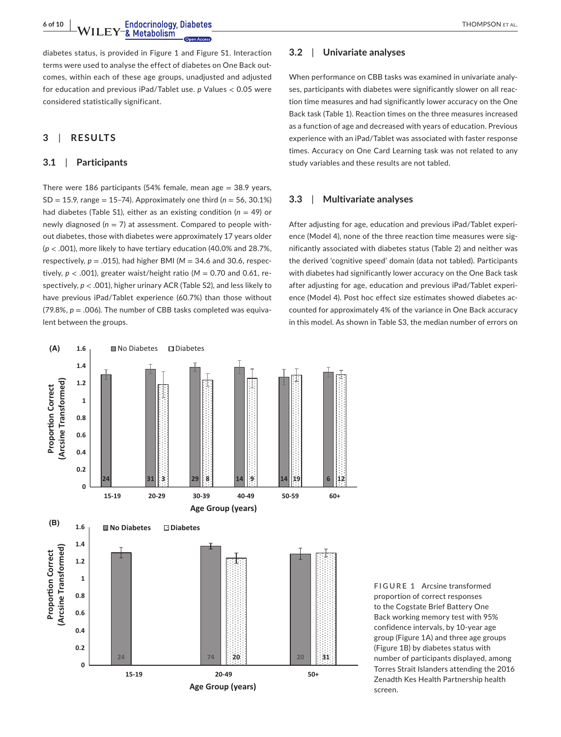diabetes status, is provided in Figure 1 and Figure S1. Interaction terms were used to analyse the effect of diabetes on One Back outcomes, within each of these age groups, unadjusted and adjusted for education and previous iPad/Tablet use. *p* Values < 0.05 were considered statistically significant.

## 3 | RESULTS

### 3.1 | Participants

There were 186 participants (54% female, mean age = 38.9 years, SD = 15.9, range = 15–74). Approximately one third (*n* = 56, 30.1%) had diabetes (Table S1), either as an existing condition (*n* = 49) or newly diagnosed (*n* = 7) at assessment. Compared to people without diabetes, those with diabetes were approximately 17 years older ($p < .001$), more likely to have tertiary education (40.0% and 28.7%, respectively, $p = .015$), had higher BMI (*M* = 34.6 and 30.6, respectively, $p < .001$), greater waist/height ratio (*M* = 0.70 and 0.61, respectively, $p < .001$), higher urinary ACR (Table S2), and less likely to have previous iPad/Tablet experience (60.7%) than those without (79.8%, $p = .006$). The number of CBB tasks completed was equivalent between the groups.

### 3.2 | Univariate analyses

When performance on CBB tasks was examined in univariate analyses, participants with diabetes were significantly slower on all reaction time measures and had significantly lower accuracy on the One Back task (Table 1). Reaction times on the three measures increased as a function of age and decreased with years of education. Previous experience with an iPad/Tablet was associated with faster response times. Accuracy on One Card Learning task was not related to any study variables and these results are not tabled.

### 3.3 | Multivariate analyses

After adjusting for age, education and previous iPad/Tablet experience (Model 4), none of the three reaction time measures were significantly associated with diabetes status (Table 2) and neither was the derived 'cognitive speed' domain (data not tabled). Participants with diabetes had significantly lower accuracy on the One Back task after adjusting for age, education and previous iPad/Tablet experience (Model 4). Post hoc effect size estimates showed diabetes accounted for approximately 4% of the variance in One Back accuracy in this model. As shown in Table S3, the median number of errors on

**FIGURE 1** Arcsine transformed proportion of correct responses to the Cogstate Brief Battery One Back working memory test with 95% confidence intervals, by 10-year age group (Figure 1A) and three age groups (Figure 1B) by diabetes status with number of participants displayed, among Torres Strait Islanders attending the 2016 Zenadth Kes Health Partnership health screen.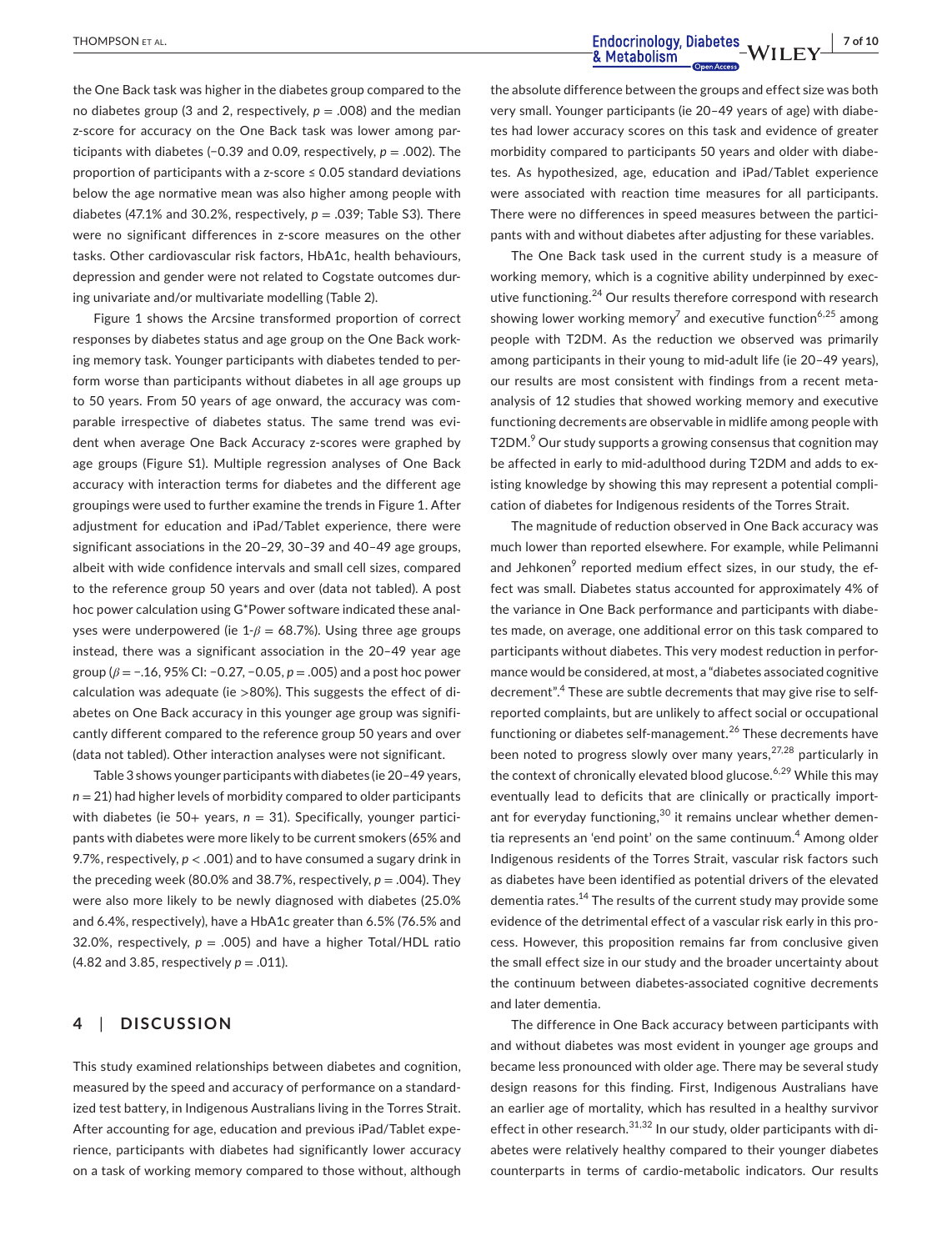the One Back task was higher in the diabetes group compared to the no diabetes group (3 and 2, respectively, $p = .008$) and the median z-score for accuracy on the One Back task was lower among participants with diabetes (−0.39 and 0.09, respectively, $p = .002$). The proportion of participants with a z-score ≤ 0.05 standard deviations below the age normative mean was also higher among people with diabetes (47.1% and 30.2%, respectively, $p = .039$; Table S3). There were no significant differences in z-score measures on the other tasks. Other cardiovascular risk factors, HbA1c, health behaviours, depression and gender were not related to Cogstate outcomes during univariate and/or multivariate modelling (Table 2).

Figure 1 shows the Arcsine transformed proportion of correct responses by diabetes status and age group on the One Back working memory task. Younger participants with diabetes tended to perform worse than participants without diabetes in all age groups up to 50 years. From 50 years of age onward, the accuracy was comparable irrespective of diabetes status. The same trend was evident when average One Back Accuracy z-scores were graphed by age groups (Figure S1). Multiple regression analyses of One Back accuracy with interaction terms for diabetes and the different age groupings were used to further examine the trends in Figure 1. After adjustment for education and iPad/Tablet experience, there were significant associations in the 20–29, 30–39 and 40–49 age groups, albeit with wide confidence intervals and small cell sizes, compared to the reference group 50 years and over (data not tabled). A post hoc power calculation using G*Power software indicated these analyses were underpowered (ie $1\text{-}\beta = 68.7\%$). Using three age groups instead, there was a significant association in the 20–49 year age group ($\beta = -.16$, 95% CI: −0.27, −0.05, $p = .005$) and a post hoc power calculation was adequate (ie >80%). This suggests the effect of diabetes on One Back accuracy in this younger age group was significantly different compared to the reference group 50 years and over (data not tabled). Other interaction analyses were not significant.

Table 3 shows younger participants with diabetes (ie 20–49 years, $n = 21$) had higher levels of morbidity compared to older participants with diabetes (ie 50+ years, $n = 31$). Specifically, younger participants with diabetes were more likely to be current smokers (65% and 9.7%, respectively, $p < .001$) and to have consumed a sugary drink in the preceding week (80.0% and 38.7%, respectively, $p = .004$). They were also more likely to be newly diagnosed with diabetes (25.0% and 6.4%, respectively), have a HbA1c greater than 6.5% (76.5% and 32.0%, respectively, $p = .005$) and have a higher Total/HDL ratio (4.82 and 3.85, respectively $p = .011$).

## 4 | DISCUSSION

This study examined relationships between diabetes and cognition, measured by the speed and accuracy of performance on a standardized test battery, in Indigenous Australians living in the Torres Strait. After accounting for age, education and previous iPad/Tablet experience, participants with diabetes had significantly lower accuracy on a task of working memory compared to those without, although the absolute difference between the groups and effect size was both very small. Younger participants (ie 20–49 years of age) with diabetes had lower accuracy scores on this task and evidence of greater morbidity compared to participants 50 years and older with diabetes. As hypothesized, age, education and iPad/Tablet experience were associated with reaction time measures for all participants. There were no differences in speed measures between the participants with and without diabetes after adjusting for these variables.

The One Back task used in the current study is a measure of working memory, which is a cognitive ability underpinned by executive functioning.[24] Our results therefore correspond with research showing lower working memory[7] and executive function[6,25] among people with T2DM. As the reduction we observed was primarily among participants in their young to mid-adult life (ie 20–49 years), our results are most consistent with findings from a recent meta-analysis of 12 studies that showed working memory and executive functioning decrements are observable in midlife among people with T2DM.[9] Our study supports a growing consensus that cognition may be affected in early to mid-adulthood during T2DM and adds to existing knowledge by showing this may represent a potential complication of diabetes for Indigenous residents of the Torres Strait.

The magnitude of reduction observed in One Back accuracy was much lower than reported elsewhere. For example, while Pelimanni and Jehkonen[9] reported medium effect sizes, in our study, the effect was small. Diabetes status accounted for approximately 4% of the variance in One Back performance and participants with diabetes made, on average, one additional error on this task compared to participants without diabetes. This very modest reduction in performance would be considered, at most, a "diabetes associated cognitive decrement".[4] These are subtle decrements that may give rise to self-reported complaints, but are unlikely to affect social or occupational functioning or diabetes self-management.[26] These decrements have been noted to progress slowly over many years,[27,28] particularly in the context of chronically elevated blood glucose.[6,29] While this may eventually lead to deficits that are clinically or practically important for everyday functioning,[30] it remains unclear whether dementia represents an 'end point' on the same continuum.[4] Among older Indigenous residents of the Torres Strait, vascular risk factors such as diabetes have been identified as potential drivers of the elevated dementia rates.[14] The results of the current study may provide some evidence of the detrimental effect of a vascular risk early in this process. However, this proposition remains far from conclusive given the small effect size in our study and the broader uncertainty about the continuum between diabetes-associated cognitive decrements and later dementia.

The difference in One Back accuracy between participants with and without diabetes was most evident in younger age groups and became less pronounced with older age. There may be several study design reasons for this finding. First, Indigenous Australians have an earlier age of mortality, which has resulted in a healthy survivor effect in other research.[31,32] In our study, older participants with diabetes were relatively healthy compared to their younger diabetes counterparts in terms of cardio-metabolic indicators. Our results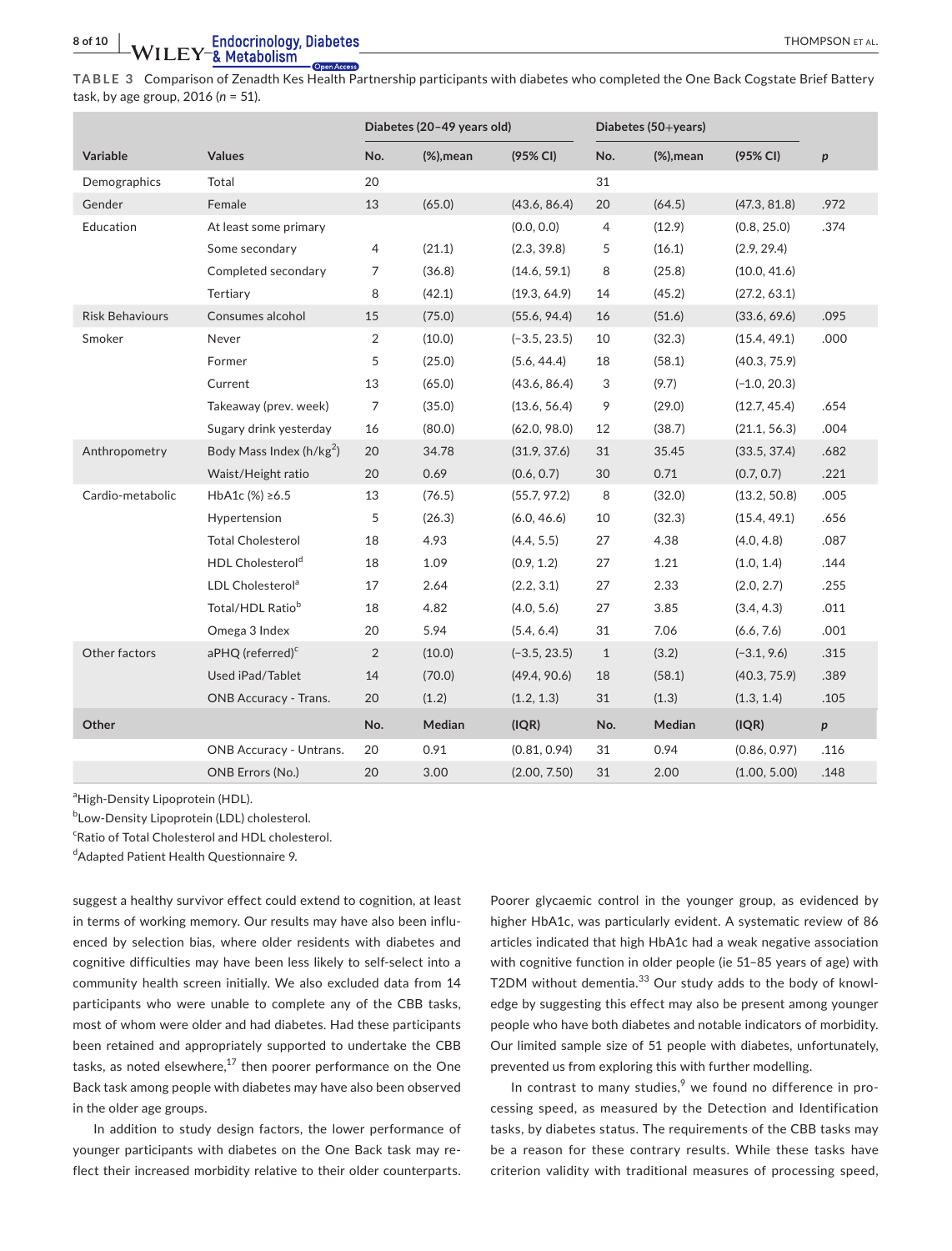**TABLE 3** Comparison of Zenadth Kes Health Partnership participants with diabetes who completed the One Back Cogstate Brief Battery task, by age group, 2016 (n = 51).

| Variable | Values | Diabetes (20–49 years old) | | | Diabetes (50+years) | | | |
|---|---|---|---|---|---|---|---|---|
| | | No. | (%),mean | (95% CI) | No. | (%),mean | (95% CI) | p |
| Demographics | Total | 20 | | | 31 | | | |
| Gender | Female | 13 | (65.0) | (43.6, 86.4) | 20 | (64.5) | (47.3, 81.8) | .972 |
| Education | At least some primary | | | (0.0, 0.0) | 4 | (12.9) | (0.8, 25.0) | .374 |
| | Some secondary | 4 | (21.1) | (2.3, 39.8) | 5 | (16.1) | (2.9, 29.4) | |
| | Completed secondary | 7 | (36.8) | (14.6, 59.1) | 8 | (25.8) | (10.0, 41.6) | |
| | Tertiary | 8 | (42.1) | (19.3, 64.9) | 14 | (45.2) | (27.2, 63.1) | |
| Risk Behaviours | Consumes alcohol | 15 | (75.0) | (55.6, 94.4) | 16 | (51.6) | (33.6, 69.6) | .095 |
| Smoker | Never | 2 | (10.0) | (−3.5, 23.5) | 10 | (32.3) | (15.4, 49.1) | .000 |
| | Former | 5 | (25.0) | (5.6, 44.4) | 18 | (58.1) | (40.3, 75.9) | |
| | Current | 13 | (65.0) | (43.6, 86.4) | 3 | (9.7) | (−1.0, 20.3) | |
| | Takeaway (prev. week) | 7 | (35.0) | (13.6, 56.4) | 9 | (29.0) | (12.7, 45.4) | .654 |
| | Sugary drink yesterday | 16 | (80.0) | (62.0, 98.0) | 12 | (38.7) | (21.1, 56.3) | .004 |
| Anthropometry | Body Mass Index (h/kg$^2$) | 20 | 34.78 | (31.9, 37.6) | 31 | 35.45 | (33.5, 37.4) | .682 |
| | Waist/Height ratio | 20 | 0.69 | (0.6, 0.7) | 30 | 0.71 | (0.7, 0.7) | .221 |
| Cardio-metabolic | HbA1c (%) ≥6.5 | 13 | (76.5) | (55.7, 97.2) | 8 | (32.0) | (13.2, 50.8) | .005 |
| | Hypertension | 5 | (26.3) | (6.0, 46.6) | 10 | (32.3) | (15.4, 49.1) | .656 |
| | Total Cholesterol | 18 | 4.93 | (4.4, 5.5) | 27 | 4.38 | (4.0, 4.8) | .087 |
| | HDL Cholesterol[d] | 18 | 1.09 | (0.9, 1.2) | 27 | 1.21 | (1.0, 1.4) | .144 |
| | LDL Cholesterol[a] | 17 | 2.64 | (2.2, 3.1) | 27 | 2.33 | (2.0, 2.7) | .255 |
| | Total/HDL Ratio[b] | 18 | 4.82 | (4.0, 5.6) | 27 | 3.85 | (3.4, 4.3) | .011 |
| | Omega 3 Index | 20 | 5.94 | (5.4, 6.4) | 31 | 7.06 | (6.6, 7.6) | .001 |
| Other factors | aPHQ (referred)[c] | 2 | (10.0) | (−3.5, 23.5) | 1 | (3.2) | (−3.1, 9.6) | .315 |
| | Used iPad/Tablet | 14 | (70.0) | (49.4, 90.6) | 18 | (58.1) | (40.3, 75.9) | .389 |
| | ONB Accuracy - Trans. | 20 | (1.2) | (1.2, 1.3) | 31 | (1.3) | (1.3, 1.4) | .105 |
| **Other** | | No. | Median | (IQR) | No. | Median | (IQR) | p |
| | ONB Accuracy - Untrans. | 20 | 0.91 | (0.81, 0.94) | 31 | 0.94 | (0.86, 0.97) | .116 |
| | ONB Errors (No.) | 20 | 3.00 | (2.00, 7.50) | 31 | 2.00 | (1.00, 5.00) | .148 |

[a]High-Density Lipoprotein (HDL).
[b]Low-Density Lipoprotein (LDL) cholesterol.
[c]Ratio of Total Cholesterol and HDL cholesterol.
[d]Adapted Patient Health Questionnaire 9.

suggest a healthy survivor effect could extend to cognition, at least in terms of working memory. Our results may have also been influenced by selection bias, where older residents with diabetes and cognitive difficulties may have been less likely to self-select into a community health screen initially. We also excluded data from 14 participants who were unable to complete any of the CBB tasks, most of whom were older and had diabetes. Had these participants been retained and appropriately supported to undertake the CBB tasks, as noted elsewhere,[17] then poorer performance on the One Back task among people with diabetes may have also been observed in the older age groups.

In addition to study design factors, the lower performance of younger participants with diabetes on the One Back task may reflect their increased morbidity relative to their older counterparts. Poorer glycaemic control in the younger group, as evidenced by higher HbA1c, was particularly evident. A systematic review of 86 articles indicated that high HbA1c had a weak negative association with cognitive function in older people (ie 51–85 years of age) with T2DM without dementia.[33] Our study adds to the body of knowledge by suggesting this effect may also be present among younger people who have both diabetes and notable indicators of morbidity. Our limited sample size of 51 people with diabetes, unfortunately, prevented us from exploring this with further modelling.

In contrast to many studies,[9] we found no difference in processing speed, as measured by the Detection and Identification tasks, by diabetes status. The requirements of the CBB tasks may be a reason for these contrary results. While these tasks have criterion validity with traditional measures of processing speed,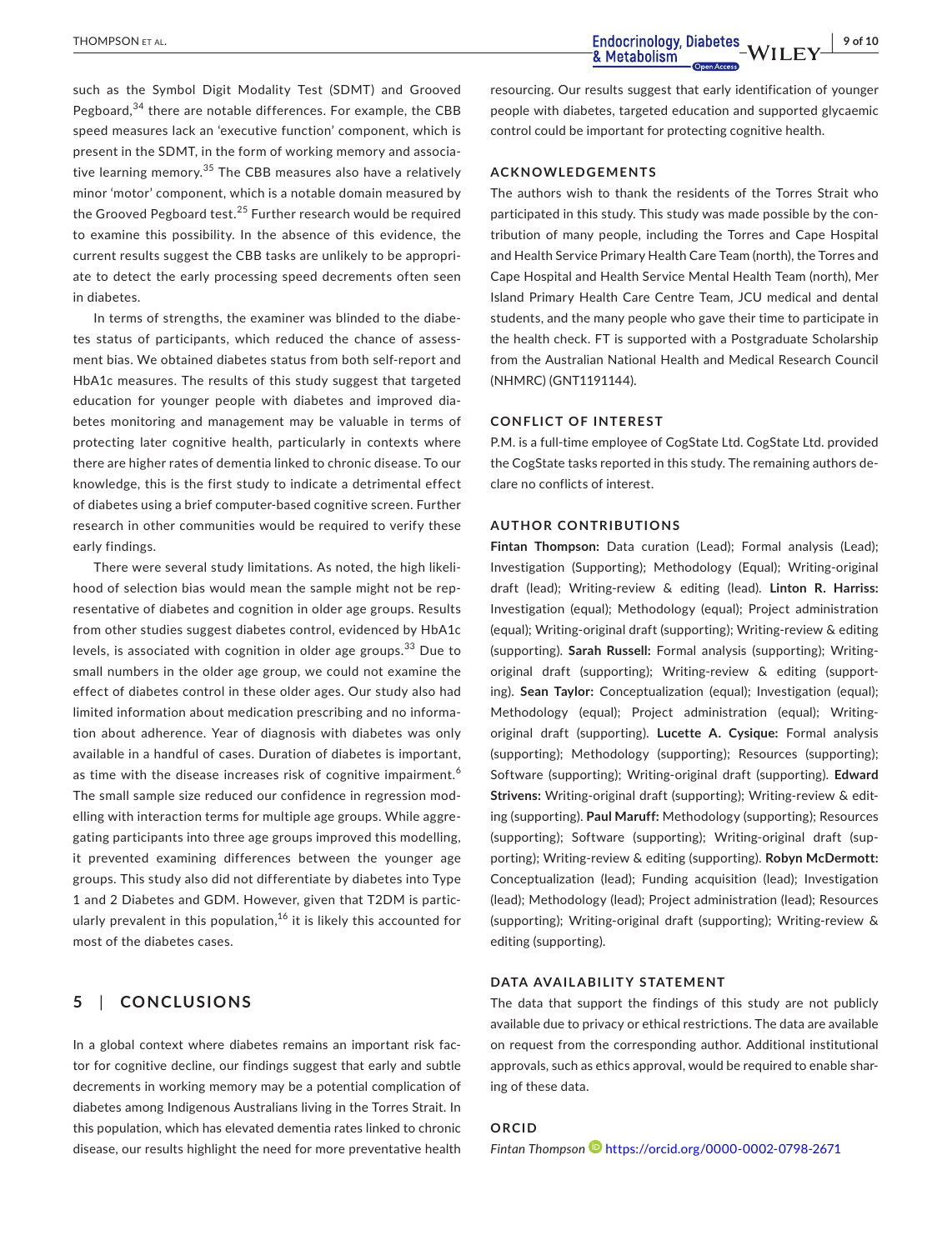such as the Symbol Digit Modality Test (SDMT) and Grooved Pegboard,[34] there are notable differences. For example, the CBB speed measures lack an 'executive function' component, which is present in the SDMT, in the form of working memory and associative learning memory.[35] The CBB measures also have a relatively minor 'motor' component, which is a notable domain measured by the Grooved Pegboard test.[25] Further research would be required to examine this possibility. In the absence of this evidence, the current results suggest the CBB tasks are unlikely to be appropriate to detect the early processing speed decrements often seen in diabetes.

In terms of strengths, the examiner was blinded to the diabetes status of participants, which reduced the chance of assessment bias. We obtained diabetes status from both self-report and HbA1c measures. The results of this study suggest that targeted education for younger people with diabetes and improved diabetes monitoring and management may be valuable in terms of protecting later cognitive health, particularly in contexts where there are higher rates of dementia linked to chronic disease. To our knowledge, this is the first study to indicate a detrimental effect of diabetes using a brief computer-based cognitive screen. Further research in other communities would be required to verify these early findings.

There were several study limitations. As noted, the high likelihood of selection bias would mean the sample might not be representative of diabetes and cognition in older age groups. Results from other studies suggest diabetes control, evidenced by HbA1c levels, is associated with cognition in older age groups.[33] Due to small numbers in the older age group, we could not examine the effect of diabetes control in these older ages. Our study also had limited information about medication prescribing and no information about adherence. Year of diagnosis with diabetes was only available in a handful of cases. Duration of diabetes is important, as time with the disease increases risk of cognitive impairment.[6] The small sample size reduced our confidence in regression modelling with interaction terms for multiple age groups. While aggregating participants into three age groups improved this modelling, it prevented examining differences between the younger age groups. This study also did not differentiate by diabetes into Type 1 and 2 Diabetes and GDM. However, given that T2DM is particularly prevalent in this population,[16] it is likely this accounted for most of the diabetes cases.

## 5 | CONCLUSIONS

In a global context where diabetes remains an important risk factor for cognitive decline, our findings suggest that early and subtle decrements in working memory may be a potential complication of diabetes among Indigenous Australians living in the Torres Strait. In this population, which has elevated dementia rates linked to chronic disease, our results highlight the need for more preventative health resourcing. Our results suggest that early identification of younger people with diabetes, targeted education and supported glycaemic control could be important for protecting cognitive health.

### ACKNOWLEDGEMENTS

The authors wish to thank the residents of the Torres Strait who participated in this study. This study was made possible by the contribution of many people, including the Torres and Cape Hospital and Health Service Primary Health Care Team (north), the Torres and Cape Hospital and Health Service Mental Health Team (north), Mer Island Primary Health Care Centre Team, JCU medical and dental students, and the many people who gave their time to participate in the health check. FT is supported with a Postgraduate Scholarship from the Australian National Health and Medical Research Council (NHMRC) (GNT1191144).

### CONFLICT OF INTEREST

P.M. is a full-time employee of CogState Ltd. CogState Ltd. provided the CogState tasks reported in this study. The remaining authors declare no conflicts of interest.

### AUTHOR CONTRIBUTIONS

**Fintan Thompson:** Data curation (Lead); Formal analysis (Lead); Investigation (Supporting); Methodology (Equal); Writing-original draft (lead); Writing-review & editing (lead). **Linton R. Harriss:** Investigation (equal); Methodology (equal); Project administration (equal); Writing-original draft (supporting); Writing-review & editing (supporting). **Sarah Russell:** Formal analysis (supporting); Writing-original draft (supporting); Writing-review & editing (supporting). **Sean Taylor:** Conceptualization (equal); Investigation (equal); Methodology (equal); Project administration (equal); Writing-original draft (supporting). **Lucette A. Cysique:** Formal analysis (supporting); Methodology (supporting); Resources (supporting); Software (supporting); Writing-original draft (supporting). **Edward Strivens:** Writing-original draft (supporting); Writing-review & editing (supporting). **Paul Maruff:** Methodology (supporting); Resources (supporting); Software (supporting); Writing-original draft (supporting); Writing-review & editing (supporting). **Robyn McDermott:** Conceptualization (lead); Funding acquisition (lead); Investigation (lead); Methodology (lead); Project administration (lead); Resources (supporting); Writing-original draft (supporting); Writing-review & editing (supporting).

### DATA AVAILABILITY STATEMENT

The data that support the findings of this study are not publicly available due to privacy or ethical restrictions. The data are available on request from the corresponding author. Additional institutional approvals, such as ethics approval, would be required to enable sharing of these data.

### ORCID

*Fintan Thompson* https://orcid.org/0000-0002-0798-2671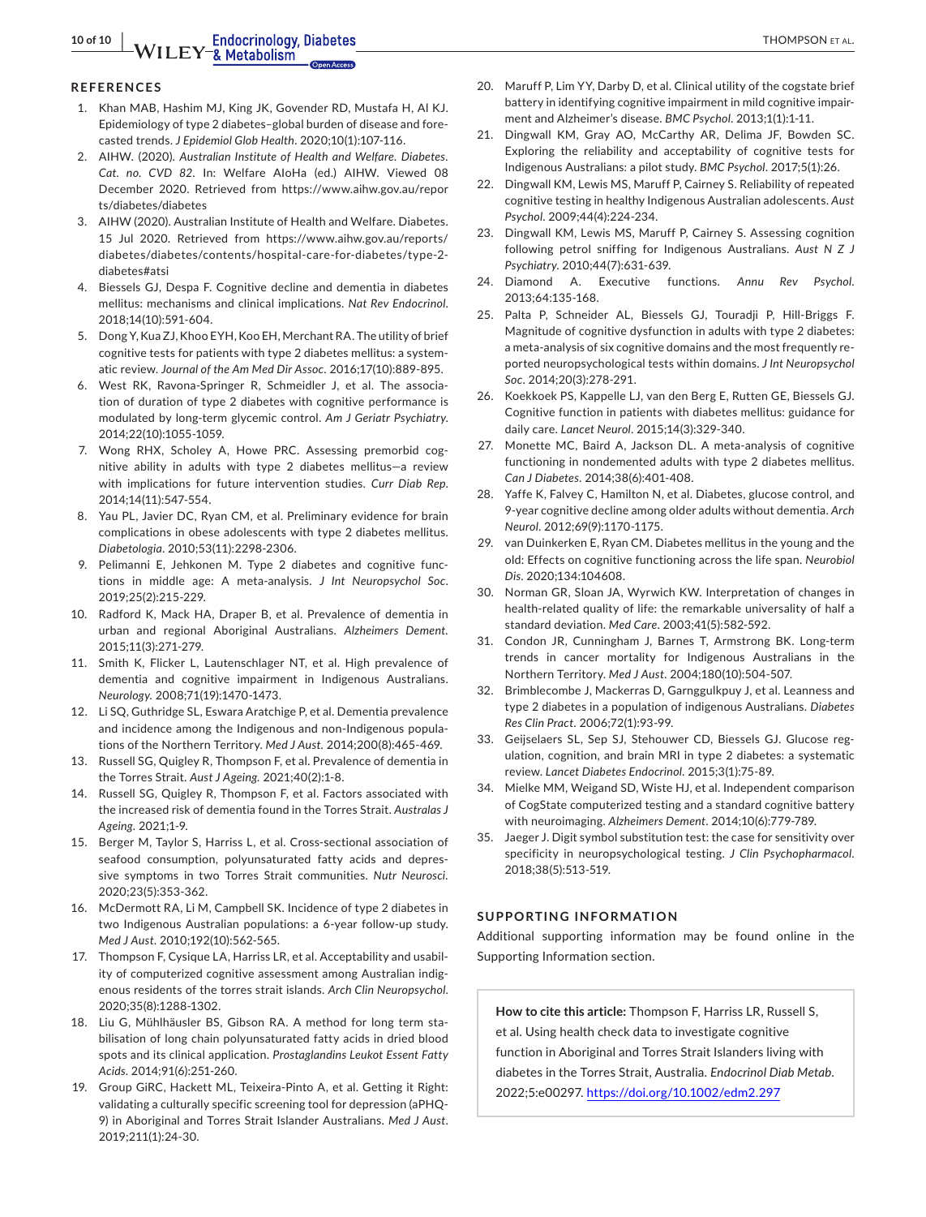## REFERENCES

1. Khan MAB, Hashim MJ, King JK, Govender RD, Mustafa H, Al KJ. Epidemiology of type 2 diabetes–global burden of disease and forecasted trends. *J Epidemiol Glob Health*. 2020;10(1):107-116.
2. AIHW. (2020). *Australian Institute of Health and Welfare. Diabetes. Cat. no. CVD 82*. In: Welfare AIoHa (ed.) AIHW. Viewed 08 December 2020. Retrieved from https://www.aihw.gov.au/reports/diabetes/diabetes
3. AIHW (2020). Australian Institute of Health and Welfare. Diabetes. 15 Jul 2020. Retrieved from https://www.aihw.gov.au/reports/diabetes/diabetes/contents/hospital-care-for-diabetes/type-2-diabetes#atsi
4. Biessels GJ, Despa F. Cognitive decline and dementia in diabetes mellitus: mechanisms and clinical implications. *Nat Rev Endocrinol*. 2018;14(10):591-604.
5. Dong Y, Kua ZJ, Khoo EYH, Koo EH, Merchant RA. The utility of brief cognitive tests for patients with type 2 diabetes mellitus: a systematic review. *Journal of the Am Med Dir Assoc*. 2016;17(10):889-895.
6. West RK, Ravona-Springer R, Schmeidler J, et al. The association of duration of type 2 diabetes with cognitive performance is modulated by long-term glycemic control. *Am J Geriatr Psychiatry*. 2014;22(10):1055-1059.
7. Wong RHX, Scholey A, Howe PRC. Assessing premorbid cognitive ability in adults with type 2 diabetes mellitus—a review with implications for future intervention studies. *Curr Diab Rep*. 2014;14(11):547-554.
8. Yau PL, Javier DC, Ryan CM, et al. Preliminary evidence for brain complications in obese adolescents with type 2 diabetes mellitus. *Diabetologia*. 2010;53(11):2298-2306.
9. Pelimanni E, Jehkonen M. Type 2 diabetes and cognitive functions in middle age: A meta-analysis. *J Int Neuropsychol Soc*. 2019;25(2):215-229.
10. Radford K, Mack HA, Draper B, et al. Prevalence of dementia in urban and regional Aboriginal Australians. *Alzheimers Dement*. 2015;11(3):271-279.
11. Smith K, Flicker L, Lautenschlager NT, et al. High prevalence of dementia and cognitive impairment in Indigenous Australians. *Neurology*. 2008;71(19):1470-1473.
12. Li SQ, Guthridge SL, Eswara Aratchige P, et al. Dementia prevalence and incidence among the Indigenous and non-Indigenous populations of the Northern Territory. *Med J Aust*. 2014;200(8):465-469.
13. Russell SG, Quigley R, Thompson F, et al. Prevalence of dementia in the Torres Strait. *Aust J Ageing*. 2021;40(2):1-8.
14. Russell SG, Quigley R, Thompson F, et al. Factors associated with the increased risk of dementia found in the Torres Strait. *Australas J Ageing*. 2021;1-9.
15. Berger M, Taylor S, Harriss L, et al. Cross-sectional association of seafood consumption, polyunsaturated fatty acids and depressive symptoms in two Torres Strait communities. *Nutr Neurosci*. 2020;23(5):353-362.
16. McDermott RA, Li M, Campbell SK. Incidence of type 2 diabetes in two Indigenous Australian populations: a 6-year follow-up study. *Med J Aust*. 2010;192(10):562-565.
17. Thompson F, Cysique LA, Harriss LR, et al. Acceptability and usability of computerized cognitive assessment among Australian indigenous residents of the torres strait islands. *Arch Clin Neuropsychol*. 2020;35(8):1288-1302.
18. Liu G, Mühlhäusler BS, Gibson RA. A method for long term stabilisation of long chain polyunsaturated fatty acids in dried blood spots and its clinical application. *Prostaglandins Leukot Essent Fatty Acids*. 2014;91(6):251-260.
19. Group GiRC, Hackett ML, Teixeira-Pinto A, et al. Getting it Right: validating a culturally specific screening tool for depression (aPHQ-9) in Aboriginal and Torres Strait Islander Australians. *Med J Aust*. 2019;211(1):24-30.
20. Maruff P, Lim YY, Darby D, et al. Clinical utility of the cogstate brief battery in identifying cognitive impairment in mild cognitive impairment and Alzheimer's disease. *BMC Psychol*. 2013;1(1):1-11.
21. Dingwall KM, Gray AO, McCarthy AR, Delima JF, Bowden SC. Exploring the reliability and acceptability of cognitive tests for Indigenous Australians: a pilot study. *BMC Psychol*. 2017;5(1):26.
22. Dingwall KM, Lewis MS, Maruff P, Cairney S. Reliability of repeated cognitive testing in healthy Indigenous Australian adolescents. *Aust Psychol*. 2009;44(4):224-234.
23. Dingwall KM, Lewis MS, Maruff P, Cairney S. Assessing cognition following petrol sniffing for Indigenous Australians. *Aust N Z J Psychiatry*. 2010;44(7):631-639.
24. Diamond A. Executive functions. *Annu Rev Psychol*. 2013;64:135-168.
25. Palta P, Schneider AL, Biessels GJ, Touradji P, Hill-Briggs F. Magnitude of cognitive dysfunction in adults with type 2 diabetes: a meta-analysis of six cognitive domains and the most frequently reported neuropsychological tests within domains. *J Int Neuropsychol Soc*. 2014;20(3):278-291.
26. Koekkoek PS, Kappelle LJ, van den Berg E, Rutten GE, Biessels GJ. Cognitive function in patients with diabetes mellitus: guidance for daily care. *Lancet Neurol*. 2015;14(3):329-340.
27. Monette MC, Baird A, Jackson DL. A meta-analysis of cognitive functioning in nondemented adults with type 2 diabetes mellitus. *Can J Diabetes*. 2014;38(6):401-408.
28. Yaffe K, Falvey C, Hamilton N, et al. Diabetes, glucose control, and 9-year cognitive decline among older adults without dementia. *Arch Neurol*. 2012;69(9):1170-1175.
29. van Duinkerken E, Ryan CM. Diabetes mellitus in the young and the old: Effects on cognitive functioning across the life span. *Neurobiol Dis*. 2020;134:104608.
30. Norman GR, Sloan JA, Wyrwich KW. Interpretation of changes in health-related quality of life: the remarkable universality of half a standard deviation. *Med Care*. 2003;41(5):582-592.
31. Condon JR, Cunningham J, Barnes T, Armstrong BK. Long-term trends in cancer mortality for Indigenous Australians in the Northern Territory. *Med J Aust*. 2004;180(10):504-507.
32. Brimblecombe J, Mackerras D, Garnggulkpuy J, et al. Leanness and type 2 diabetes in a population of indigenous Australians. *Diabetes Res Clin Pract*. 2006;72(1):93-99.
33. Geijselaers SL, Sep SJ, Stehouwer CD, Biessels GJ. Glucose regulation, cognition, and brain MRI in type 2 diabetes: a systematic review. *Lancet Diabetes Endocrinol*. 2015;3(1):75-89.
34. Mielke MM, Weigand SD, Wiste HJ, et al. Independent comparison of CogState computerized testing and a standard cognitive battery with neuroimaging. *Alzheimers Dement*. 2014;10(6):779-789.
35. Jaeger J. Digit symbol substitution test: the case for sensitivity over specificity in neuropsychological testing. *J Clin Psychopharmacol*. 2018;38(5):513-519.

## SUPPORTING INFORMATION

Additional supporting information may be found online in the Supporting Information section.

**How to cite this article:** Thompson F, Harriss LR, Russell S, et al. Using health check data to investigate cognitive function in Aboriginal and Torres Strait Islanders living with diabetes in the Torres Strait, Australia. *Endocrinol Diab Metab*. 2022;5:e00297. https://doi.org/10.1002/edm2.297